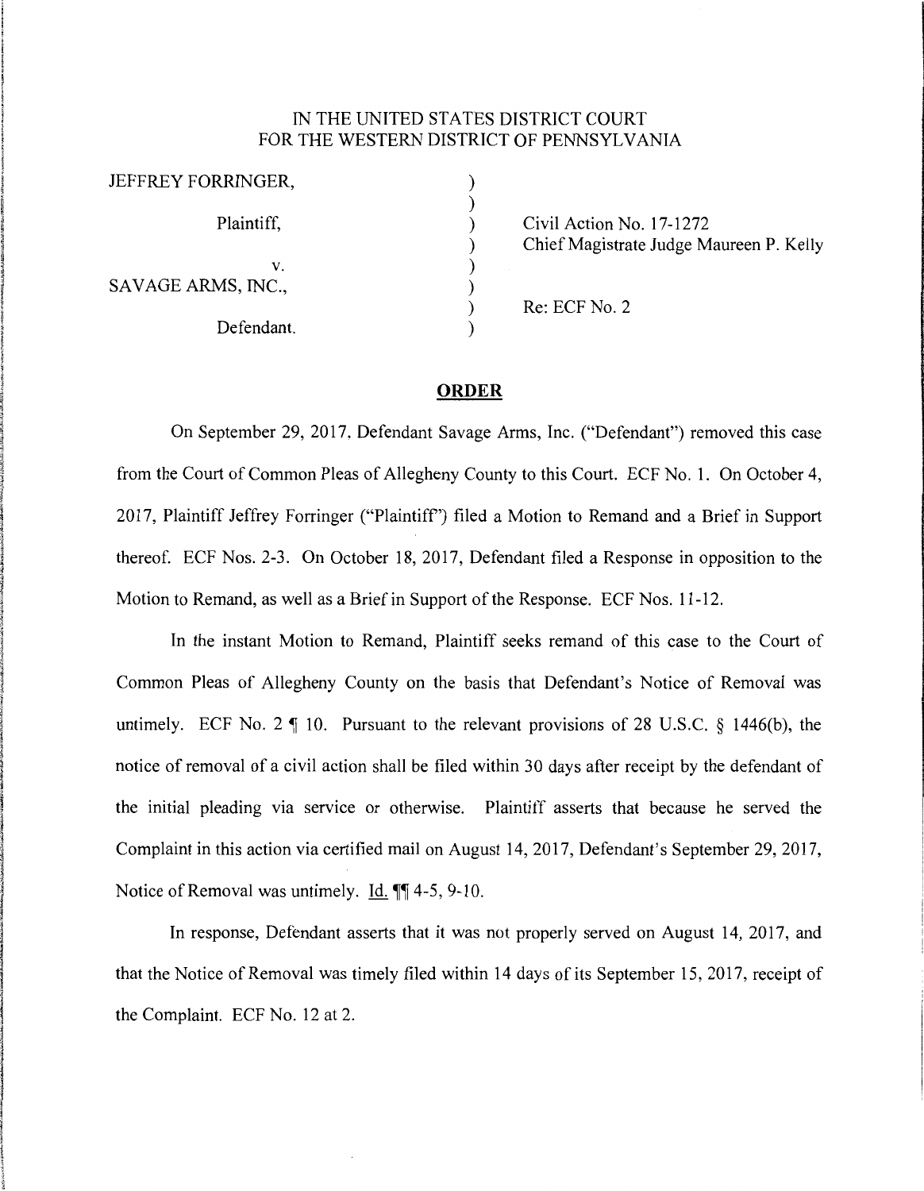IN THE UNITED STATES DISTRICT COURT
FOR THE WESTERN DISTRICT OF PENNSYLVANIA

| | | |
|---|---|---|
| JEFFREY FORRINGER, | ) | |
| Plaintiff, | ) | Civil Action No. 17-1272 |
| | ) | Chief Magistrate Judge Maureen P. Kelly |
| v. | ) | |
| SAVAGE ARMS, INC., | ) | |
| | ) | Re: ECF No. 2 |
| Defendant. | ) | |

## ORDER

On September 29, 2017, Defendant Savage Arms, Inc. ("Defendant") removed this case from the Court of Common Pleas of Allegheny County to this Court. ECF No. 1. On October 4, 2017, Plaintiff Jeffrey Forringer ("Plaintiff") filed a Motion to Remand and a Brief in Support thereof. ECF Nos. 2-3. On October 18, 2017, Defendant filed a Response in opposition to the Motion to Remand, as well as a Brief in Support of the Response. ECF Nos. 11-12.

In the instant Motion to Remand, Plaintiff seeks remand of this case to the Court of Common Pleas of Allegheny County on the basis that Defendant's Notice of Removal was untimely. ECF No. 2 ¶ 10. Pursuant to the relevant provisions of 28 U.S.C. § 1446(b), the notice of removal of a civil action shall be filed within 30 days after receipt by the defendant of the initial pleading via service or otherwise. Plaintiff asserts that because he served the Complaint in this action via certified mail on August 14, 2017, Defendant's September 29, 2017, Notice of Removal was untimely. Id. ¶¶ 4-5, 9-10.

In response, Defendant asserts that it was not properly served on August 14, 2017, and that the Notice of Removal was timely filed within 14 days of its September 15, 2017, receipt of the Complaint. ECF No. 12 at 2.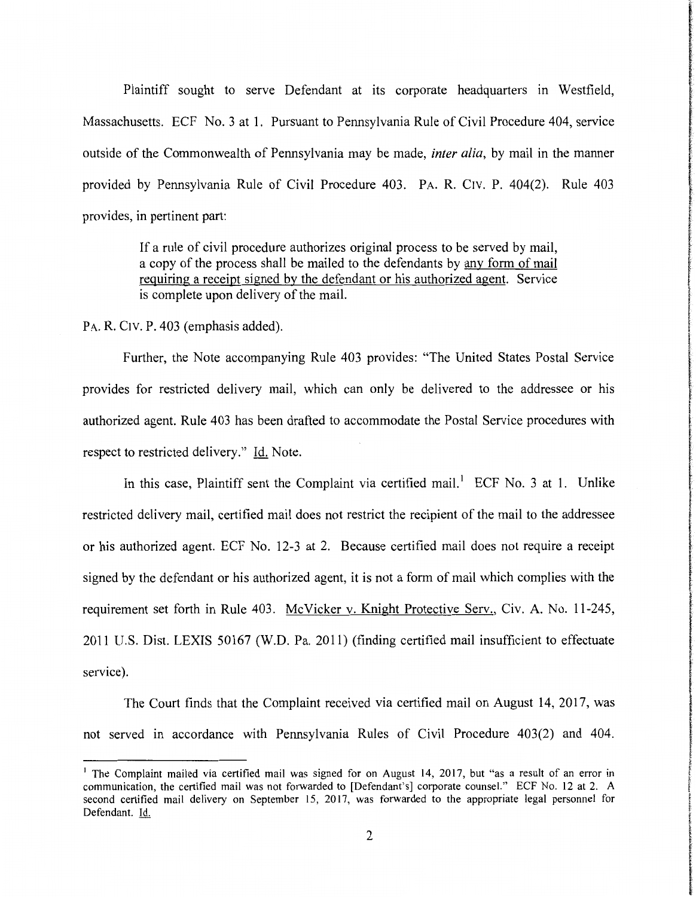Plaintiff sought to serve Defendant at its corporate headquarters in Westfield, Massachusetts. ECF No. 3 at 1. Pursuant to Pennsylvania Rule of Civil Procedure 404, service outside of the Commonwealth of Pennsylvania may be made, *inter alia*, by mail in the manner provided by Pennsylvania Rule of Civil Procedure 403. PA. R. CIV. P. 404(2). Rule 403 provides, in pertinent part:

> If a rule of civil procedure authorizes original process to be served by mail, a copy of the process shall be mailed to the defendants by <u>any form of mail requiring a receipt signed by the defendant or his authorized agent</u>. Service is complete upon delivery of the mail.

PA. R. CIV. P. 403 (emphasis added).

Further, the Note accompanying Rule 403 provides: "The United States Postal Service provides for restricted delivery mail, which can only be delivered to the addressee or his authorized agent. Rule 403 has been drafted to accommodate the Postal Service procedures with respect to restricted delivery." <u>Id.</u> Note.

In this case, Plaintiff sent the Complaint via certified mail.[1] ECF No. 3 at 1. Unlike restricted delivery mail, certified mail does not restrict the recipient of the mail to the addressee or his authorized agent. ECF No. 12-3 at 2. Because certified mail does not require a receipt signed by the defendant or his authorized agent, it is not a form of mail which complies with the requirement set forth in Rule 403. <u>McVicker v. Knight Protective Serv.</u>, Civ. A. No. 11-245, 2011 U.S. Dist. LEXIS 50167 (W.D. Pa. 2011) (finding certified mail insufficient to effectuate service).

The Court finds that the Complaint received via certified mail on August 14, 2017, was not served in accordance with Pennsylvania Rules of Civil Procedure 403(2) and 404.

---

[1] The Complaint mailed via certified mail was signed for on August 14, 2017, but "as a result of an error in communication, the certified mail was not forwarded to [Defendant's] corporate counsel." ECF No. 12 at 2. A second certified mail delivery on September 15, 2017, was forwarded to the appropriate legal personnel for Defendant. <u>Id.</u>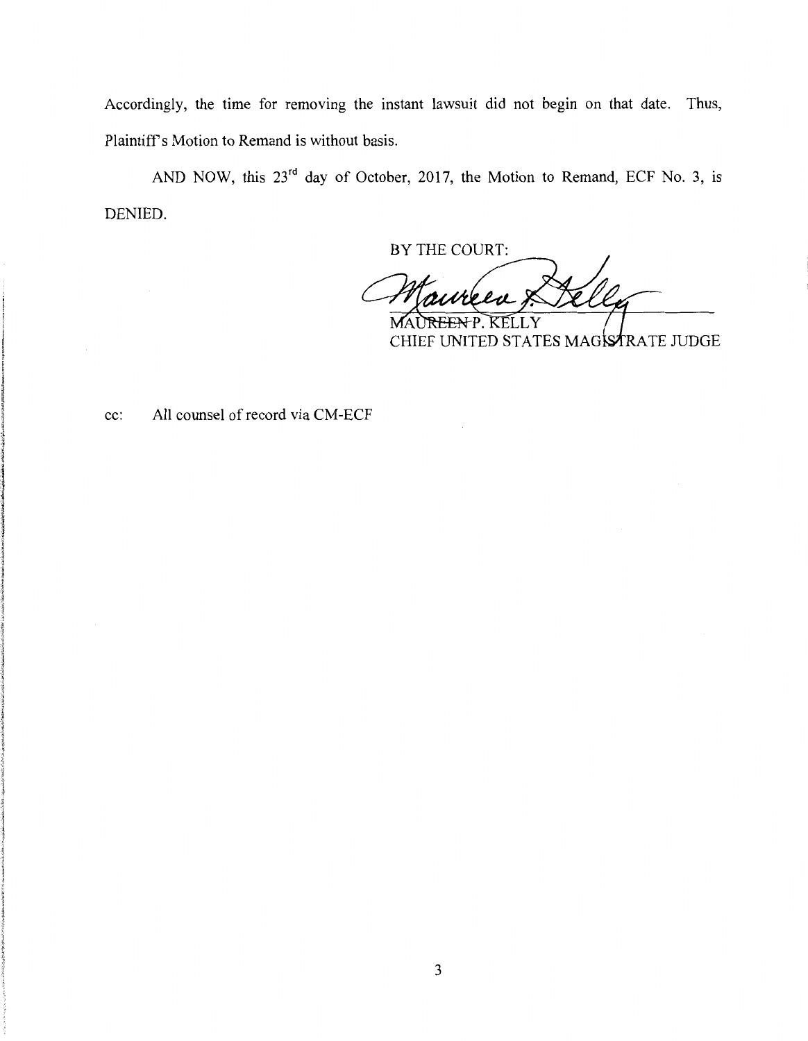Accordingly, the time for removing the instant lawsuit did not begin on that date. Thus, Plaintiff's Motion to Remand is without basis.

AND NOW, this 23rd day of October, 2017, the Motion to Remand, ECF No. 3, is DENIED.

BY THE COURT:

MAUREEN P. KELLY
CHIEF UNITED STATES MAGISTRATE JUDGE

cc: All counsel of record via CM-ECF